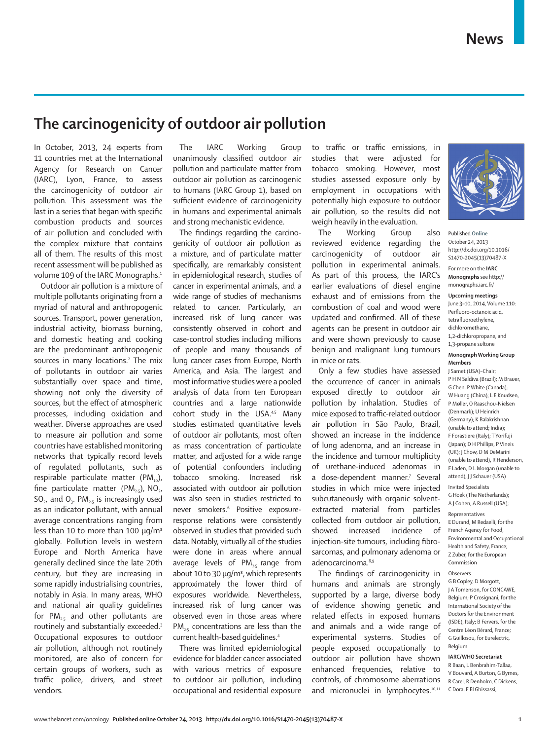# The carcinogenicity of outdoor air pollution

In October, 2013, 24 experts from 11 countries met at the International Agency for Research on Cancer (IARC), Lyon, France, to assess the carcinogenicity of outdoor air pollution. This assessment was the last in a series that began with specific combustion products and sources of air pollution and concluded with the complex mixture that contains all of them. The results of this most recent assessment will be published as volume 109 of the IARC Monographs.[1]

Outdoor air pollution is a mixture of multiple pollutants originating from a myriad of natural and anthropogenic sources. Transport, power generation, industrial activity, biomass burning, and domestic heating and cooking are the predominant anthropogenic sources in many locations.[2] The mix of pollutants in outdoor air varies substantially over space and time, showing not only the diversity of sources, but the effect of atmospheric processes, including oxidation and weather. Diverse approaches are used to measure air pollution and some countries have established monitoring networks that typically record levels of regulated pollutants, such as respirable particulate matter ($PM_{10}$), fine particulate matter ($PM_{2.5}$), $NO_2$, $SO_2$, and $O_3$. $PM_{2.5}$ is increasingly used as an indicator pollutant, with annual average concentrations ranging from less than 10 to more than 100 μg/m³ globally. Pollution levels in western Europe and North America have generally declined since the late 20th century, but they are increasing in some rapidly industrialising countries, notably in Asia. In many areas, WHO and national air quality guidelines for $PM_{2.5}$ and other pollutants are routinely and substantially exceeded.[3] Occupational exposures to outdoor air pollution, although not routinely monitored, are also of concern for certain groups of workers, such as traffic police, drivers, and street vendors.

The IARC Working Group unanimously classified outdoor air pollution and particulate matter from outdoor air pollution as carcinogenic to humans (IARC Group 1), based on sufficient evidence of carcinogenicity in humans and experimental animals and strong mechanistic evidence.

The findings regarding the carcinogenicity of outdoor air pollution as a mixture, and of particulate matter specifically, are remarkably consistent in epidemiological research, studies of cancer in experimental animals, and a wide range of studies of mechanisms related to cancer. Particularly, an increased risk of lung cancer was consistently observed in cohort and case-control studies including millions of people and many thousands of lung cancer cases from Europe, North America, and Asia. The largest and most informative studies were a pooled analysis of data from ten European countries and a large nationwide cohort study in the USA.[4,5] Many studies estimated quantitative levels of outdoor air pollutants, most often as mass concentration of particulate matter, and adjusted for a wide range of potential confounders including tobacco smoking. Increased risk associated with outdoor air pollution was also seen in studies restricted to never smokers.[6] Positive exposure-response relations were consistently observed in studies that provided such data. Notably, virtually all of the studies were done in areas where annual average levels of $PM_{2.5}$ range from about 10 to 30 μg/m³, which represents approximately the lower third of exposures worldwide. Nevertheless, increased risk of lung cancer was observed even in those areas where $PM_{2.5}$ concentrations are less than the current health-based guidelines.[4]

There was limited epidemiological evidence for bladder cancer associated with various metrics of exposure to outdoor air pollution, including occupational and residential exposure to traffic or traffic emissions, in studies that were adjusted for tobacco smoking. However, most studies assessed exposure only by employment in occupations with potentially high exposure to outdoor air pollution, so the results did not weigh heavily in the evaluation.

The Working Group also reviewed evidence regarding the carcinogenicity of outdoor air pollution in experimental animals. As part of this process, the IARC's earlier evaluations of diesel engine exhaust and of emissions from the combustion of coal and wood were updated and confirmed. All of these agents can be present in outdoor air and were shown previously to cause benign and malignant lung tumours in mice or rats.

Only a few studies have assessed the occurrence of cancer in animals exposed directly to outdoor air pollution by inhalation. Studies of mice exposed to traffic-related outdoor air pollution in São Paulo, Brazil, showed an increase in the incidence of lung adenoma, and an increase in the incidence and tumour multiplicity of urethane-induced adenomas in a dose-dependent manner.[7] Several studies in which mice were injected subcutaneously with organic solvent-extracted material from particles collected from outdoor air pollution, showed increased incidence of injection-site tumours, including fibrosarcomas, and pulmonary adenoma or adenocarcinoma.[8,9]

The findings of carcinogenicity in humans and animals are strongly supported by a large, diverse body of evidence showing genetic and related effects in exposed humans and animals and a wide range of experimental systems. Studies of people exposed occupationally to outdoor air pollution have shown enhanced frequencies, relative to controls, of chromosome aberrations and micronuclei in lymphocytes.[10,11]

Published **Online** October 24, 2013 http://dx.doi.org/10.1016/S1470-2045(13)70487-X

For more on the **IARC Monographs** see http://monographs.iarc.fr/

**Upcoming meetings**

June 3–10, 2014, Volume 110: Perfluoro-octanoic acid, tetrafluoroethylene, dichloromethane, 1,2-dichloropropane, and 1,3-propane sultone

**Monograph Working Group Members**

J Samet (USA)–Chair; P H N Saldiva (Brazil); M Brauer, G Chen, P White (Canada); W Huang (China); L E Knudsen, P Møller, O Raaschou-Nielsen (Denmark); U Heinrich (Germany); K Balakrishnan (unable to attend; India); F Forastiere (Italy); T Yorifuji (Japan); D H Phillips, P Vineis (UK); J Chow, D M DeMarini (unable to attend), R Henderson, F Laden, D L Morgan (unable to attend), J J Schauer (USA)

Invited Specialists

G Hoek (The Netherlands); A J Cohen, A Russell (USA);

Representatives

E Durand, M Redaelli, for the French Agency for Food, Environmental and Occupational Health and Safety, France; Z Zuber, for the European Commission

Observers

G B Copley, D Morgott, J A Tomenson, for CONCAWE, Belgium; P Crosignani, for the International Society of the Doctors for the Environment (ISDE), Italy; B Fervers, for the Centre Léon Bérard, France; G Guillosou, for Eurelectric, Belgium

**IARC/WHO Secretariat**

R Baan, L Benbrahim-Tallaa, V Bouvard, A Burton, G Byrnes, R Carel, R Denholm, C Dickens, C Dora, F El Ghissassi,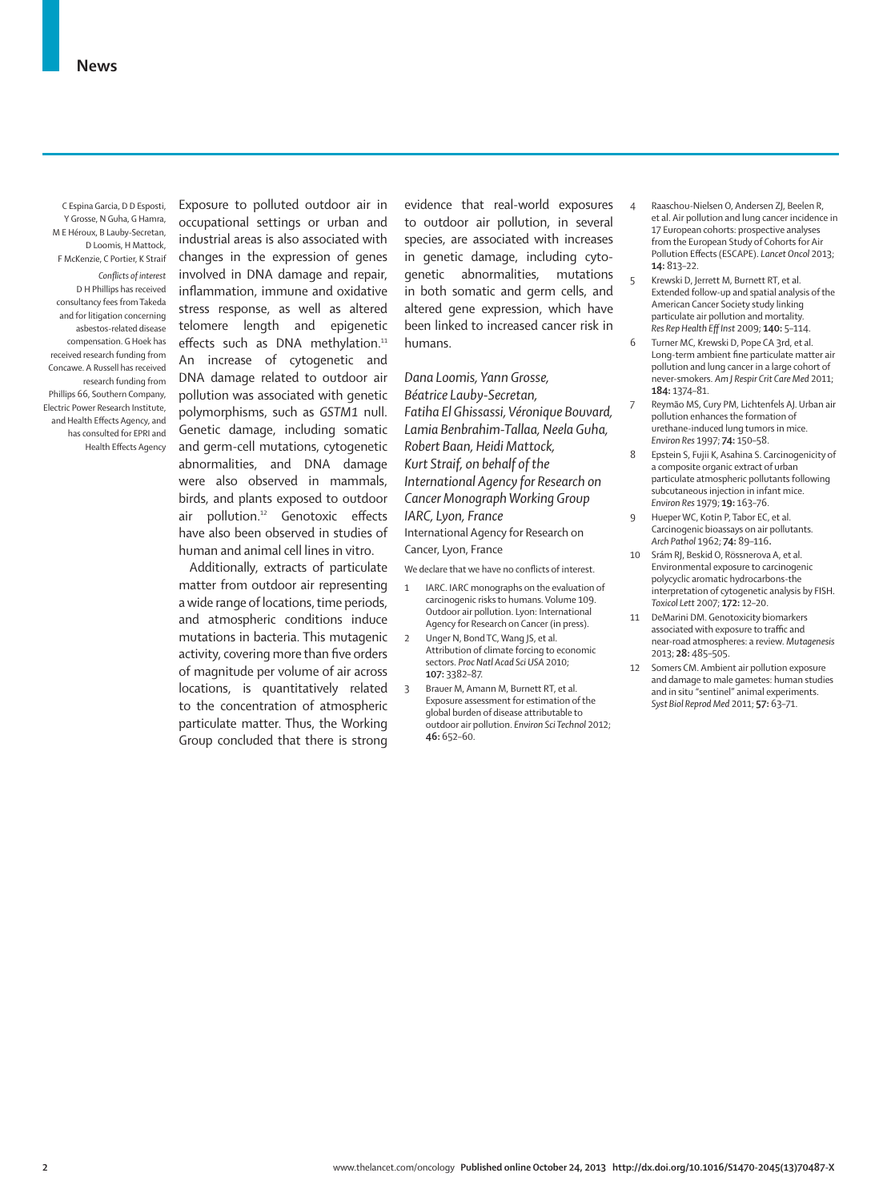C Espina Garcia, D D Esposti, Y Grosse, N Guha, G Hamra, M E Héroux, B Lauby-Secretan, D Loomis, H Mattock, F McKenzie, C Portier, K Straif

*Conflicts of interest*

D H Phillips has received consultancy fees from Takeda and for litigation concerning asbestos-related disease compensation. G Hoek has received research funding from Concawe. A Russell has received research funding from Phillips 66, Southern Company, Electric Power Research Institute, and Health Effects Agency, and has consulted for EPRI and Health Effects Agency

Exposure to polluted outdoor air in occupational settings or urban and industrial areas is also associated with changes in the expression of genes involved in DNA damage and repair, inflammation, immune and oxidative stress response, as well as altered telomere length and epigenetic effects such as DNA methylation.[11] An increase of cytogenetic and DNA damage related to outdoor air pollution was associated with genetic polymorphisms, such as *GSTM1* null. Genetic damage, including somatic and germ-cell mutations, cytogenetic abnormalities, and DNA damage were also observed in mammals, birds, and plants exposed to outdoor air pollution.[12] Genotoxic effects have also been observed in studies of human and animal cell lines in vitro.

Additionally, extracts of particulate matter from outdoor air representing a wide range of locations, time periods, and atmospheric conditions induce mutations in bacteria. This mutagenic activity, covering more than five orders of magnitude per volume of air across locations, is quantitatively related to the concentration of atmospheric particulate matter. Thus, the Working Group concluded that there is strong evidence that real-world exposures to outdoor air pollution, in several species, are associated with increases in genetic damage, including cytogenetic abnormalities, mutations in both somatic and germ cells, and altered gene expression, which have been linked to increased cancer risk in humans.

*Dana Loomis, Yann Grosse, Béatrice Lauby-Secretan, Fatiha El Ghissassi, Véronique Bouvard, Lamia Benbrahim-Tallaa, Neela Guha, Robert Baan, Heidi Mattock, Kurt Straif, on behalf of the International Agency for Research on Cancer Monograph Working Group IARC, Lyon, France*

International Agency for Research on Cancer, Lyon, France

We declare that we have no conflicts of interest.

1. IARC. IARC monographs on the evaluation of carcinogenic risks to humans. Volume 109. Outdoor air pollution. Lyon: International Agency for Research on Cancer (in press).
2. Unger N, Bond TC, Wang JS, et al. Attribution of climate forcing to economic sectors. *Proc Natl Acad Sci USA* 2010; **107:** 3382–87.
3. Brauer M, Amann M, Burnett RT, et al. Exposure assessment for estimation of the global burden of disease attributable to outdoor air pollution. *Environ Sci Technol* 2012; **46:** 652–60.
4. Raaschou-Nielsen O, Andersen ZJ, Beelen R, et al. Air pollution and lung cancer incidence in 17 European cohorts: prospective analyses from the European Study of Cohorts for Air Pollution Effects (ESCAPE). *Lancet Oncol* 2013; **14:** 813–22.
5. Krewski D, Jerrett M, Burnett RT, et al. Extended follow-up and spatial analysis of the American Cancer Society study linking particulate air pollution and mortality. *Res Rep Health Eff Inst* 2009; **140:** 5–114.
6. Turner MC, Krewski D, Pope CA 3rd, et al. Long-term ambient fine particulate matter air pollution and lung cancer in a large cohort of never-smokers. *Am J Respir Crit Care Med* 2011; **184:** 1374–81.
7. Reymão MS, Cury PM, Lichtenfels AJ. Urban air pollution enhances the formation of urethane-induced lung tumors in mice. *Environ Res* 1997; **74:** 150–58.
8. Epstein S, Fujii K, Asahina S. Carcinogenicity of a composite organic extract of urban particulate atmospheric pollutants following subcutaneous injection in infant mice. *Environ Res* 1979; **19:** 163–76.
9. Hueper WC, Kotin P, Tabor EC, et al. Carcinogenic bioassays on air pollutants. *Arch Pathol* 1962; **74:** 89–116.
10. Srám RJ, Beskid O, Rössnerova A, et al. Environmental exposure to carcinogenic polycyclic aromatic hydrocarbons-the interpretation of cytogenetic analysis by FISH. *Toxicol Lett* 2007; **172:** 12–20.
11. DeMarini DM. Genotoxicity biomarkers associated with exposure to traffic and near-road atmospheres: a review. *Mutagenesis* 2013; **28:** 485–505.
12. Somers CM. Ambient air pollution exposure and damage to male gametes: human studies and in situ "sentinel" animal experiments. *Syst Biol Reprod Med* 2011; **57:** 63–71.